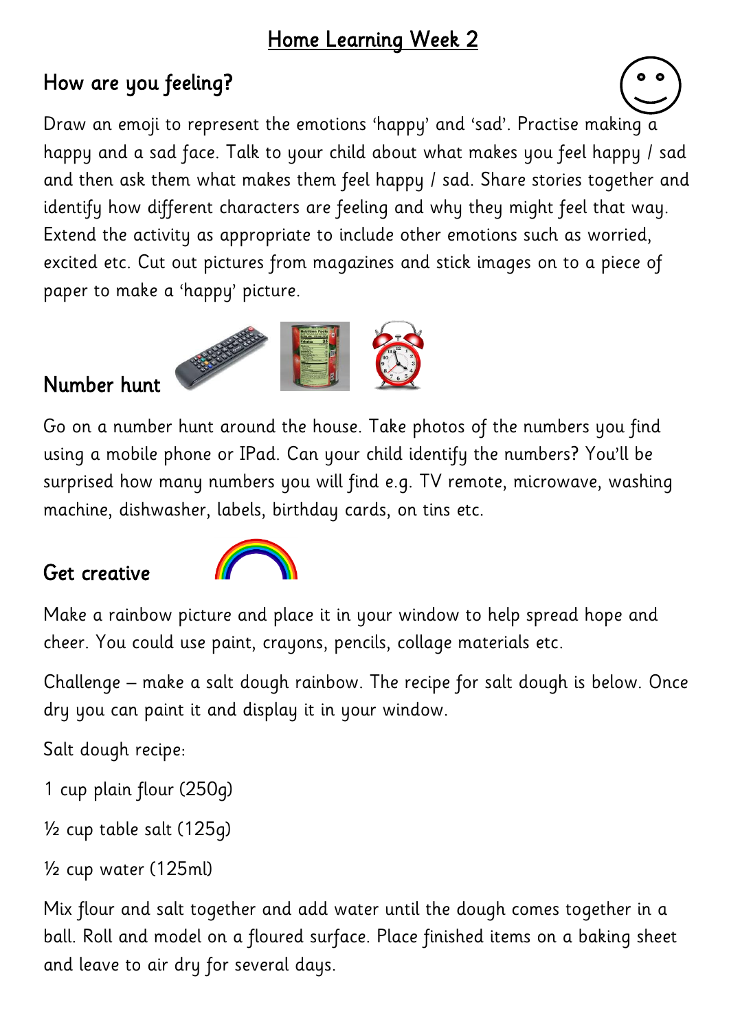# Home Learning Week 2

## How are you feeling?

Draw an emoji to represent the emotions 'happy' and 'sad'. Practise making a happy and a sad face. Talk to your child about what makes you feel happy / sad and then ask them what makes them feel happy / sad. Share stories together and identify how different characters are feeling and why they might feel that way. Extend the activity as appropriate to include other emotions such as worried, excited etc. Cut out pictures from magazines and stick images on to a piece of paper to make a 'happy' picture.

## Number hunt

Go on a number hunt around the house. Take photos of the numbers you find using a mobile phone or IPad. Can your child identify the numbers? You'll be surprised how many numbers you will find e.g. TV remote, microwave, washing machine, dishwasher, labels, birthday cards, on tins etc.

## Get creative

Make a rainbow picture and place it in your window to help spread hope and cheer. You could use paint, crayons, pencils, collage materials etc.

Challenge – make a salt dough rainbow. The recipe for salt dough is below. Once dry you can paint it and display it in your window.

Salt dough recipe:

1 cup plain flour (250g)

½ cup table salt (125g)

½ cup water (125ml)

Mix flour and salt together and add water until the dough comes together in a ball. Roll and model on a floured surface. Place finished items on a baking sheet and leave to air dry for several days.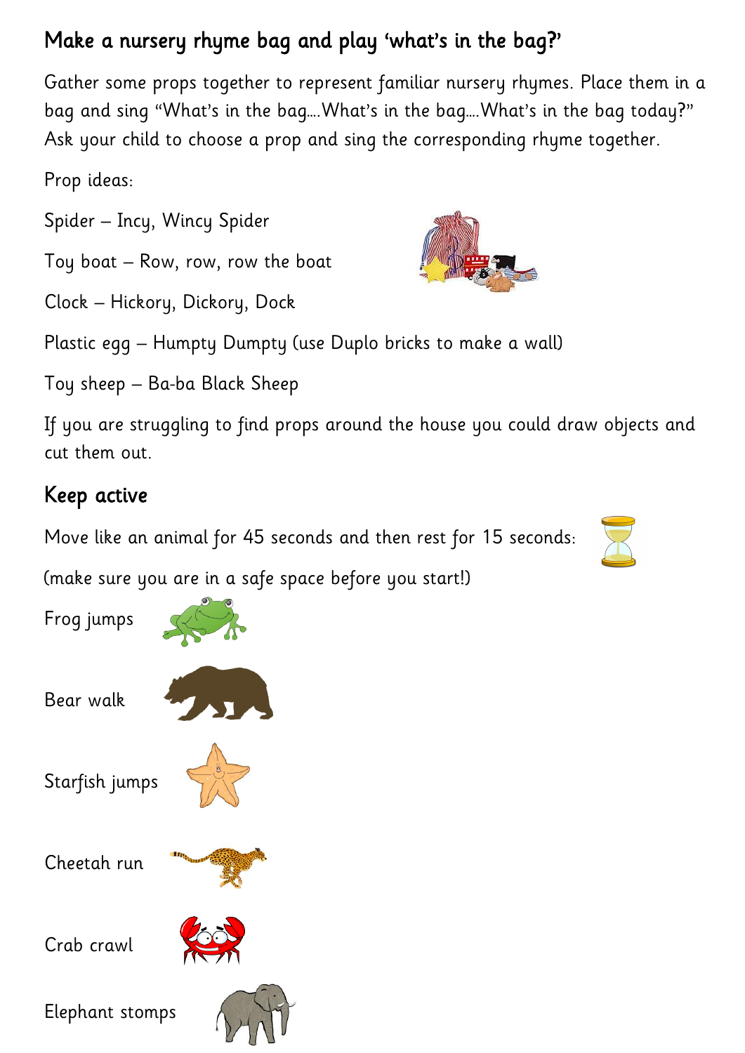## Make a nursery rhyme bag and play 'what's in the bag?'

Gather some props together to represent familiar nursery rhymes. Place them in a bag and sing "What's in the bag….What's in the bag….What's in the bag today?" Ask your child to choose a prop and sing the corresponding rhyme together.

Prop ideas:

Spider – Incy, Wincy Spider

Toy boat – Row, row, row the boat

Clock – Hickory, Dickory, Dock

Plastic egg – Humpty Dumpty (use Duplo bricks to make a wall)

Toy sheep – Ba-ba Black Sheep

If you are struggling to find props around the house you could draw objects and cut them out.

## Keep active

Move like an animal for 45 seconds and then rest for 15 seconds:

(make sure you are in a safe space before you start!)

Frog jumps

Bear walk

Starfish jumps

Cheetah run

Crab crawl

Elephant stomps